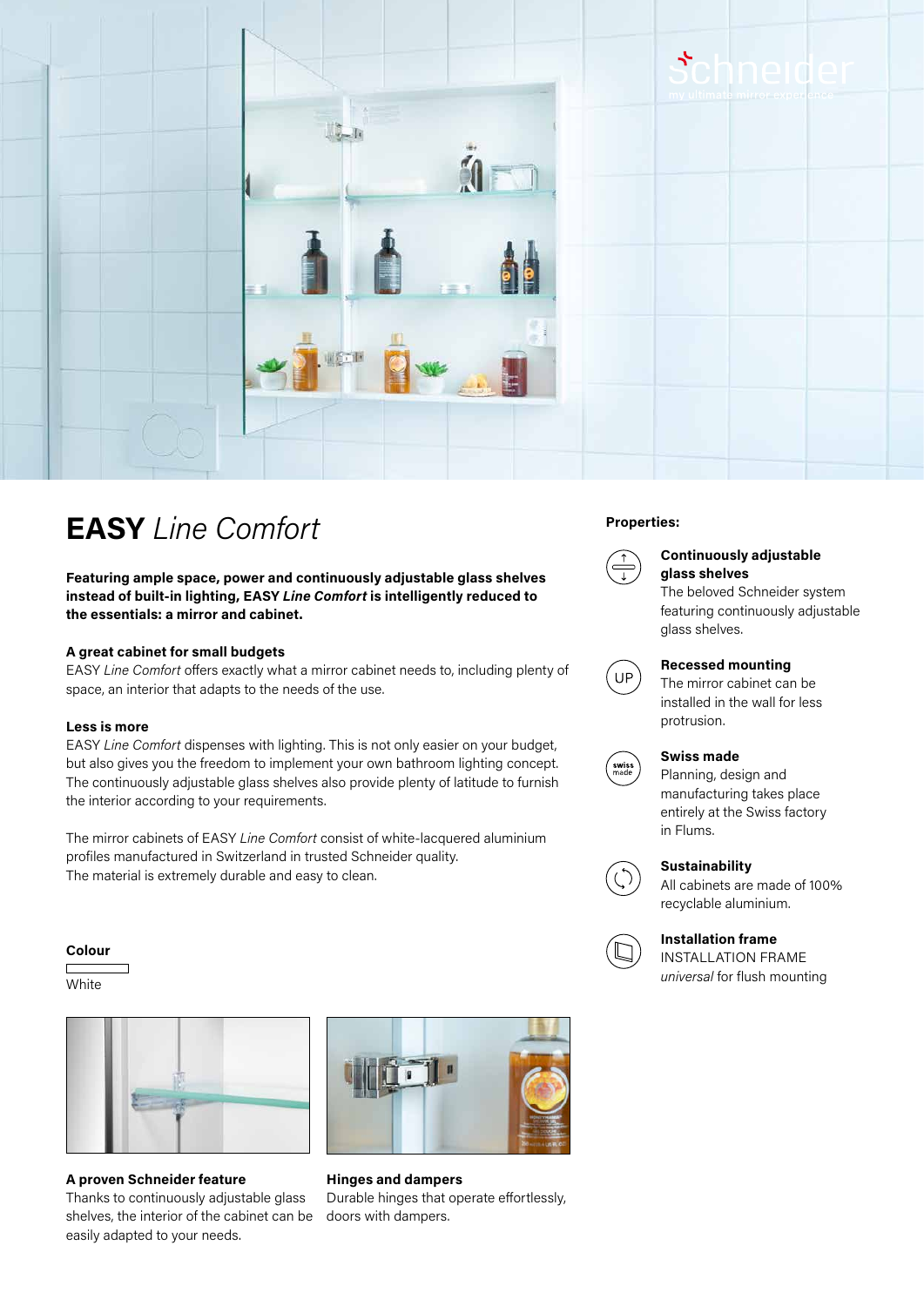# **EASY** *Line Comfort*

**Featuring ample space, power and continuously adjustable glass shelves instead of built-in lighting, EASY *Line Comfort* is intelligently reduced to the essentials: a mirror and cabinet.**

### A great cabinet for small budgets

EASY *Line Comfort* offers exactly what a mirror cabinet needs to, including plenty of space, an interior that adapts to the needs of the use.

### Less is more

EASY *Line Comfort* dispenses with lighting. This is not only easier on your budget, but also gives you the freedom to implement your own bathroom lighting concept. The continuously adjustable glass shelves also provide plenty of latitude to furnish the interior according to your requirements.

The mirror cabinets of EASY *Line Comfort* consist of white-lacquered aluminium profiles manufactured in Switzerland in trusted Schneider quality.
The material is extremely durable and easy to clean.

### Colour

White

**A proven Schneider feature**
Thanks to continuously adjustable glass shelves, the interior of the cabinet can be easily adapted to your needs.

**Hinges and dampers**
Durable hinges that operate effortlessly, doors with dampers.

### Properties:

**Continuously adjustable glass shelves**
The beloved Schneider system featuring continuously adjustable glass shelves.

**Recessed mounting**
The mirror cabinet can be installed in the wall for less protrusion.

**Swiss made**
Planning, design and manufacturing takes place entirely at the Swiss factory in Flums.

**Sustainability**
All cabinets are made of 100% recyclable aluminium.

**Installation frame**
INSTALLATION FRAME *universal* for flush mounting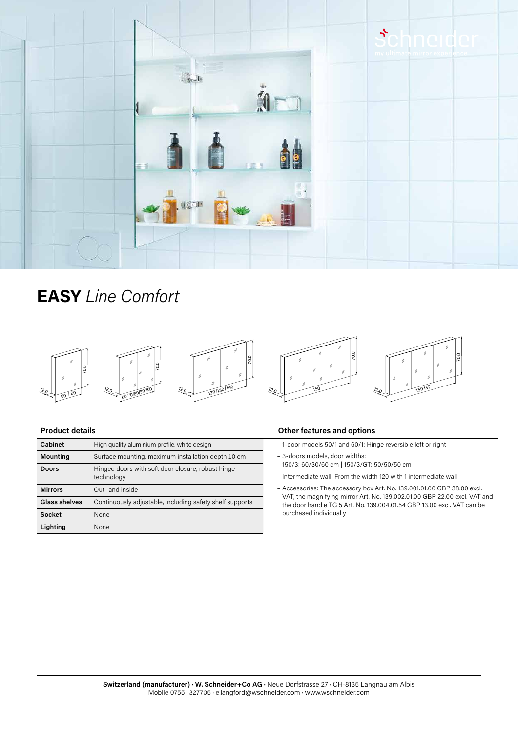schneider
my ultimate mirror experience

# **EASY** *Line Comfort*

12,0 50 / 60 70,0

12,0 60/70/80/90/100 70,0

12,0 120/130/140 70,0

12,0 150 70,0

12,0 150 GT 70,0

## Product details

| | |
|---|---|
| **Cabinet** | High quality aluminium profile, white design |
| **Mounting** | Surface mounting, maximum installation depth 10 cm |
| **Doors** | Hinged doors with soft door closure, robust hinge technology |
| **Mirrors** | Out- and inside |
| **Glass shelves** | Continuously adjustable, including safety shelf supports |
| **Socket** | None |
| **Lighting** | None |

## Other features and options

- 1-door models 50/1 and 60/1: Hinge reversible left or right
- 3-doors models, door widths: 150/3: 60/30/60 cm | 150/3/GT: 50/50/50 cm
- Intermediate wall: From the width 120 with 1 intermediate wall
- Accessories: The accessory box Art. No. 139.001.01.00 GBP 38.00 excl. VAT, the magnifying mirror Art. No. 139.002.01.00 GBP 22.00 excl. VAT and the door handle TG 5 Art. No. 139.004.01.54 GBP 13.00 excl. VAT can be purchased individually

**Switzerland (manufacturer) · W. Schneider+Co AG ·** Neue Dorfstrasse 27 · CH-8135 Langnau am Albis
Mobile 07551 327705 · e.langford@wschneider.com · www.wschneider.com